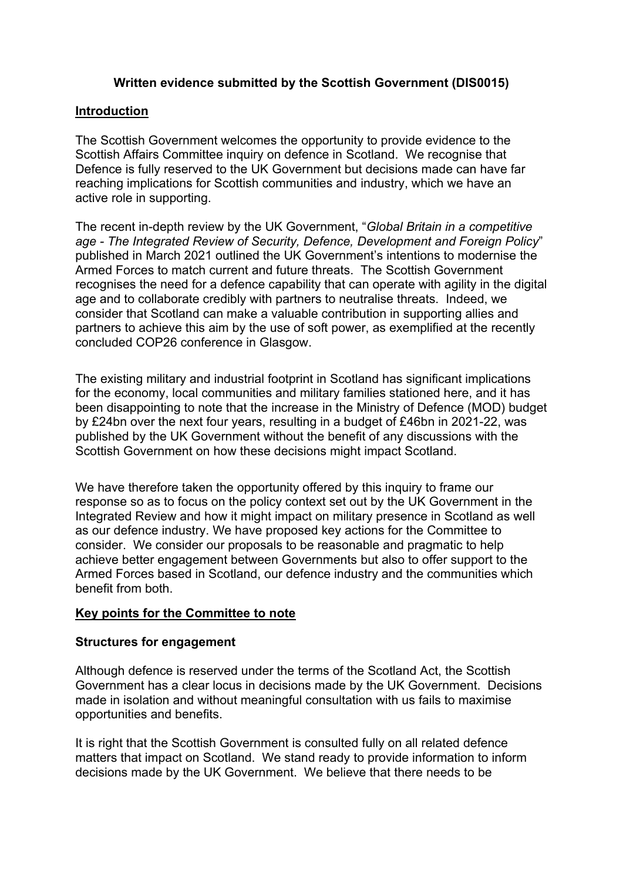**Written evidence submitted by the Scottish Government (DIS0015)**

## Introduction

The Scottish Government welcomes the opportunity to provide evidence to the Scottish Affairs Committee inquiry on defence in Scotland. We recognise that Defence is fully reserved to the UK Government but decisions made can have far reaching implications for Scottish communities and industry, which we have an active role in supporting.

The recent in-depth review by the UK Government, "*Global Britain in a competitive age - The Integrated Review of Security, Defence, Development and Foreign Policy*" published in March 2021 outlined the UK Government's intentions to modernise the Armed Forces to match current and future threats. The Scottish Government recognises the need for a defence capability that can operate with agility in the digital age and to collaborate credibly with partners to neutralise threats. Indeed, we consider that Scotland can make a valuable contribution in supporting allies and partners to achieve this aim by the use of soft power, as exemplified at the recently concluded COP26 conference in Glasgow.

The existing military and industrial footprint in Scotland has significant implications for the economy, local communities and military families stationed here, and it has been disappointing to note that the increase in the Ministry of Defence (MOD) budget by £24bn over the next four years, resulting in a budget of £46bn in 2021-22, was published by the UK Government without the benefit of any discussions with the Scottish Government on how these decisions might impact Scotland.

We have therefore taken the opportunity offered by this inquiry to frame our response so as to focus on the policy context set out by the UK Government in the Integrated Review and how it might impact on military presence in Scotland as well as our defence industry. We have proposed key actions for the Committee to consider. We consider our proposals to be reasonable and pragmatic to help achieve better engagement between Governments but also to offer support to the Armed Forces based in Scotland, our defence industry and the communities which benefit from both.

## Key points for the Committee to note

### Structures for engagement

Although defence is reserved under the terms of the Scotland Act, the Scottish Government has a clear locus in decisions made by the UK Government. Decisions made in isolation and without meaningful consultation with us fails to maximise opportunities and benefits.

It is right that the Scottish Government is consulted fully on all related defence matters that impact on Scotland. We stand ready to provide information to inform decisions made by the UK Government. We believe that there needs to be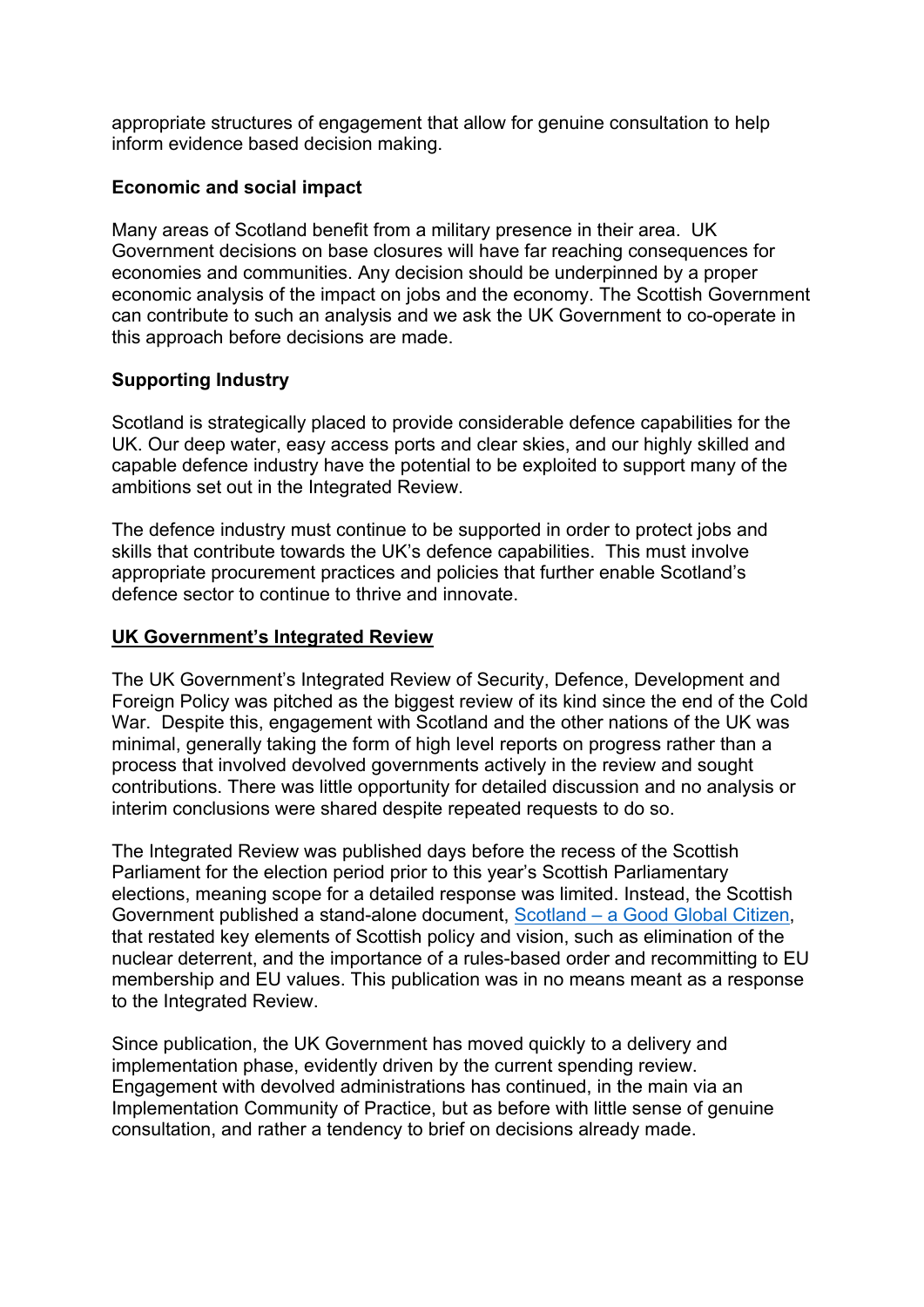appropriate structures of engagement that allow for genuine consultation to help inform evidence based decision making.

**Economic and social impact**

Many areas of Scotland benefit from a military presence in their area. UK Government decisions on base closures will have far reaching consequences for economies and communities. Any decision should be underpinned by a proper economic analysis of the impact on jobs and the economy. The Scottish Government can contribute to such an analysis and we ask the UK Government to co-operate in this approach before decisions are made.

**Supporting Industry**

Scotland is strategically placed to provide considerable defence capabilities for the UK. Our deep water, easy access ports and clear skies, and our highly skilled and capable defence industry have the potential to be exploited to support many of the ambitions set out in the Integrated Review.

The defence industry must continue to be supported in order to protect jobs and skills that contribute towards the UK's defence capabilities. This must involve appropriate procurement practices and policies that further enable Scotland's defence sector to continue to thrive and innovate.

## UK Government's Integrated Review

The UK Government's Integrated Review of Security, Defence, Development and Foreign Policy was pitched as the biggest review of its kind since the end of the Cold War. Despite this, engagement with Scotland and the other nations of the UK was minimal, generally taking the form of high level reports on progress rather than a process that involved devolved governments actively in the review and sought contributions. There was little opportunity for detailed discussion and no analysis or interim conclusions were shared despite repeated requests to do so.

The Integrated Review was published days before the recess of the Scottish Parliament for the election period prior to this year's Scottish Parliamentary elections, meaning scope for a detailed response was limited. Instead, the Scottish Government published a stand-alone document, Scotland – a Good Global Citizen, that restated key elements of Scottish policy and vision, such as elimination of the nuclear deterrent, and the importance of a rules-based order and recommitting to EU membership and EU values. This publication was in no means meant as a response to the Integrated Review.

Since publication, the UK Government has moved quickly to a delivery and implementation phase, evidently driven by the current spending review. Engagement with devolved administrations has continued, in the main via an Implementation Community of Practice, but as before with little sense of genuine consultation, and rather a tendency to brief on decisions already made.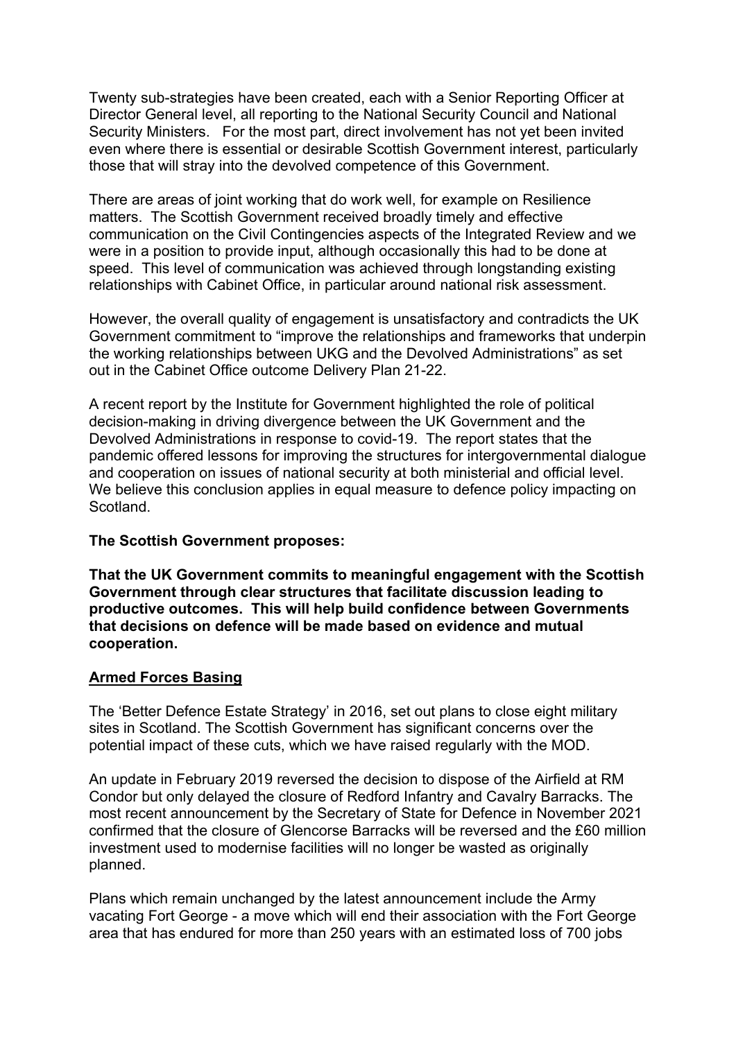Twenty sub-strategies have been created, each with a Senior Reporting Officer at Director General level, all reporting to the National Security Council and National Security Ministers. For the most part, direct involvement has not yet been invited even where there is essential or desirable Scottish Government interest, particularly those that will stray into the devolved competence of this Government.

There are areas of joint working that do work well, for example on Resilience matters. The Scottish Government received broadly timely and effective communication on the Civil Contingencies aspects of the Integrated Review and we were in a position to provide input, although occasionally this had to be done at speed. This level of communication was achieved through longstanding existing relationships with Cabinet Office, in particular around national risk assessment.

However, the overall quality of engagement is unsatisfactory and contradicts the UK Government commitment to "improve the relationships and frameworks that underpin the working relationships between UKG and the Devolved Administrations" as set out in the Cabinet Office outcome Delivery Plan 21-22.

A recent report by the Institute for Government highlighted the role of political decision-making in driving divergence between the UK Government and the Devolved Administrations in response to covid-19. The report states that the pandemic offered lessons for improving the structures for intergovernmental dialogue and cooperation on issues of national security at both ministerial and official level. We believe this conclusion applies in equal measure to defence policy impacting on Scotland.

**The Scottish Government proposes:**

**That the UK Government commits to meaningful engagement with the Scottish Government through clear structures that facilitate discussion leading to productive outcomes. This will help build confidence between Governments that decisions on defence will be made based on evidence and mutual cooperation.**

## Armed Forces Basing

The 'Better Defence Estate Strategy' in 2016, set out plans to close eight military sites in Scotland. The Scottish Government has significant concerns over the potential impact of these cuts, which we have raised regularly with the MOD.

An update in February 2019 reversed the decision to dispose of the Airfield at RM Condor but only delayed the closure of Redford Infantry and Cavalry Barracks. The most recent announcement by the Secretary of State for Defence in November 2021 confirmed that the closure of Glencorse Barracks will be reversed and the £60 million investment used to modernise facilities will no longer be wasted as originally planned.

Plans which remain unchanged by the latest announcement include the Army vacating Fort George - a move which will end their association with the Fort George area that has endured for more than 250 years with an estimated loss of 700 jobs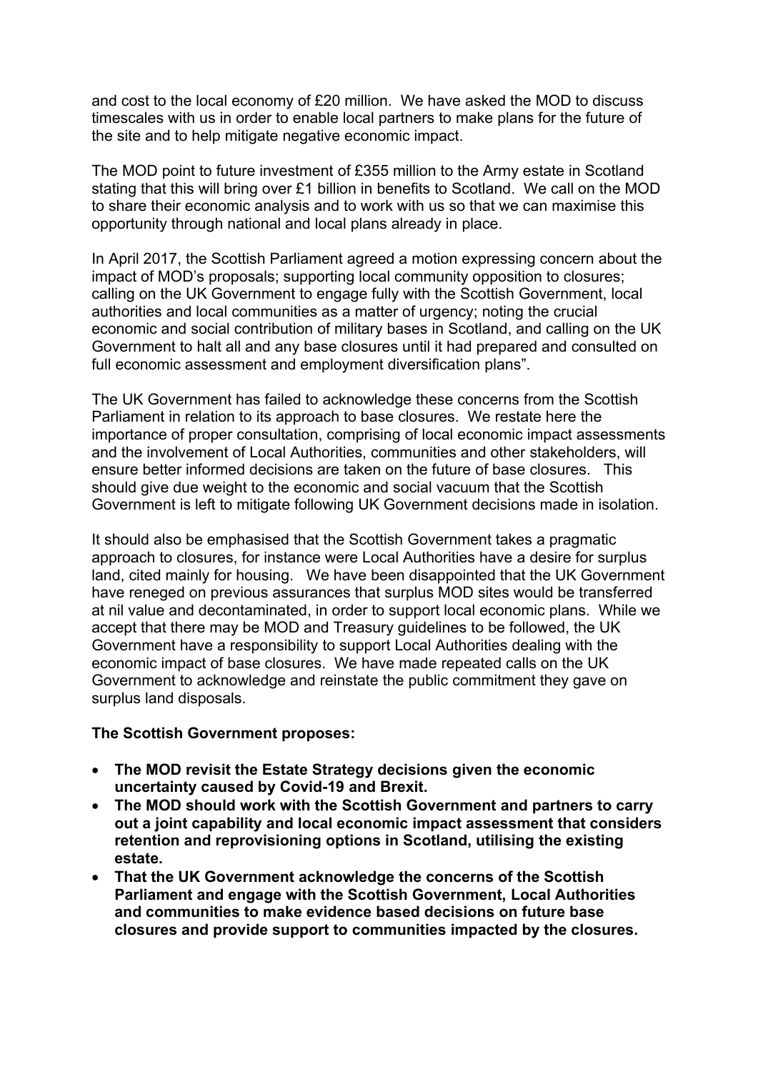and cost to the local economy of £20 million. We have asked the MOD to discuss timescales with us in order to enable local partners to make plans for the future of the site and to help mitigate negative economic impact.

The MOD point to future investment of £355 million to the Army estate in Scotland stating that this will bring over £1 billion in benefits to Scotland. We call on the MOD to share their economic analysis and to work with us so that we can maximise this opportunity through national and local plans already in place.

In April 2017, the Scottish Parliament agreed a motion expressing concern about the impact of MOD's proposals; supporting local community opposition to closures; calling on the UK Government to engage fully with the Scottish Government, local authorities and local communities as a matter of urgency; noting the crucial economic and social contribution of military bases in Scotland, and calling on the UK Government to halt all and any base closures until it had prepared and consulted on full economic assessment and employment diversification plans".

The UK Government has failed to acknowledge these concerns from the Scottish Parliament in relation to its approach to base closures. We restate here the importance of proper consultation, comprising of local economic impact assessments and the involvement of Local Authorities, communities and other stakeholders, will ensure better informed decisions are taken on the future of base closures. This should give due weight to the economic and social vacuum that the Scottish Government is left to mitigate following UK Government decisions made in isolation.

It should also be emphasised that the Scottish Government takes a pragmatic approach to closures, for instance were Local Authorities have a desire for surplus land, cited mainly for housing. We have been disappointed that the UK Government have reneged on previous assurances that surplus MOD sites would be transferred at nil value and decontaminated, in order to support local economic plans. While we accept that there may be MOD and Treasury guidelines to be followed, the UK Government have a responsibility to support Local Authorities dealing with the economic impact of base closures. We have made repeated calls on the UK Government to acknowledge and reinstate the public commitment they gave on surplus land disposals.

**The Scottish Government proposes:**

- **The MOD revisit the Estate Strategy decisions given the economic uncertainty caused by Covid-19 and Brexit.**
- **The MOD should work with the Scottish Government and partners to carry out a joint capability and local economic impact assessment that considers retention and reprovisioning options in Scotland, utilising the existing estate.**
- **That the UK Government acknowledge the concerns of the Scottish Parliament and engage with the Scottish Government, Local Authorities and communities to make evidence based decisions on future base closures and provide support to communities impacted by the closures.**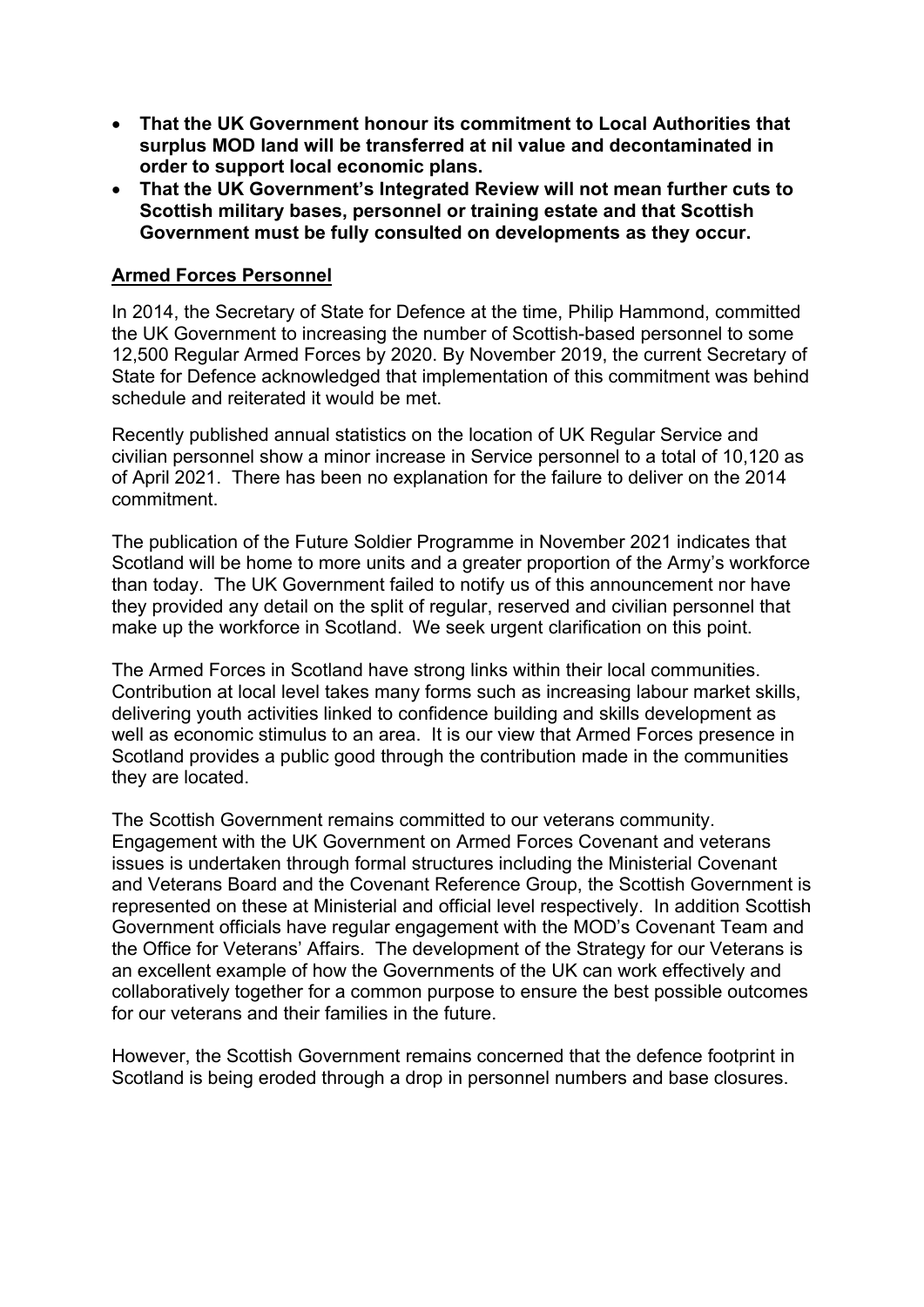- **That the UK Government honour its commitment to Local Authorities that surplus MOD land will be transferred at nil value and decontaminated in order to support local economic plans.**
- **That the UK Government's Integrated Review will not mean further cuts to Scottish military bases, personnel or training estate and that Scottish Government must be fully consulted on developments as they occur.**

**Armed Forces Personnel**

In 2014, the Secretary of State for Defence at the time, Philip Hammond, committed the UK Government to increasing the number of Scottish-based personnel to some 12,500 Regular Armed Forces by 2020. By November 2019, the current Secretary of State for Defence acknowledged that implementation of this commitment was behind schedule and reiterated it would be met.

Recently published annual statistics on the location of UK Regular Service and civilian personnel show a minor increase in Service personnel to a total of 10,120 as of April 2021. There has been no explanation for the failure to deliver on the 2014 commitment.

The publication of the Future Soldier Programme in November 2021 indicates that Scotland will be home to more units and a greater proportion of the Army's workforce than today. The UK Government failed to notify us of this announcement nor have they provided any detail on the split of regular, reserved and civilian personnel that make up the workforce in Scotland. We seek urgent clarification on this point.

The Armed Forces in Scotland have strong links within their local communities. Contribution at local level takes many forms such as increasing labour market skills, delivering youth activities linked to confidence building and skills development as well as economic stimulus to an area. It is our view that Armed Forces presence in Scotland provides a public good through the contribution made in the communities they are located.

The Scottish Government remains committed to our veterans community. Engagement with the UK Government on Armed Forces Covenant and veterans issues is undertaken through formal structures including the Ministerial Covenant and Veterans Board and the Covenant Reference Group, the Scottish Government is represented on these at Ministerial and official level respectively. In addition Scottish Government officials have regular engagement with the MOD's Covenant Team and the Office for Veterans' Affairs. The development of the Strategy for our Veterans is an excellent example of how the Governments of the UK can work effectively and collaboratively together for a common purpose to ensure the best possible outcomes for our veterans and their families in the future.

However, the Scottish Government remains concerned that the defence footprint in Scotland is being eroded through a drop in personnel numbers and base closures.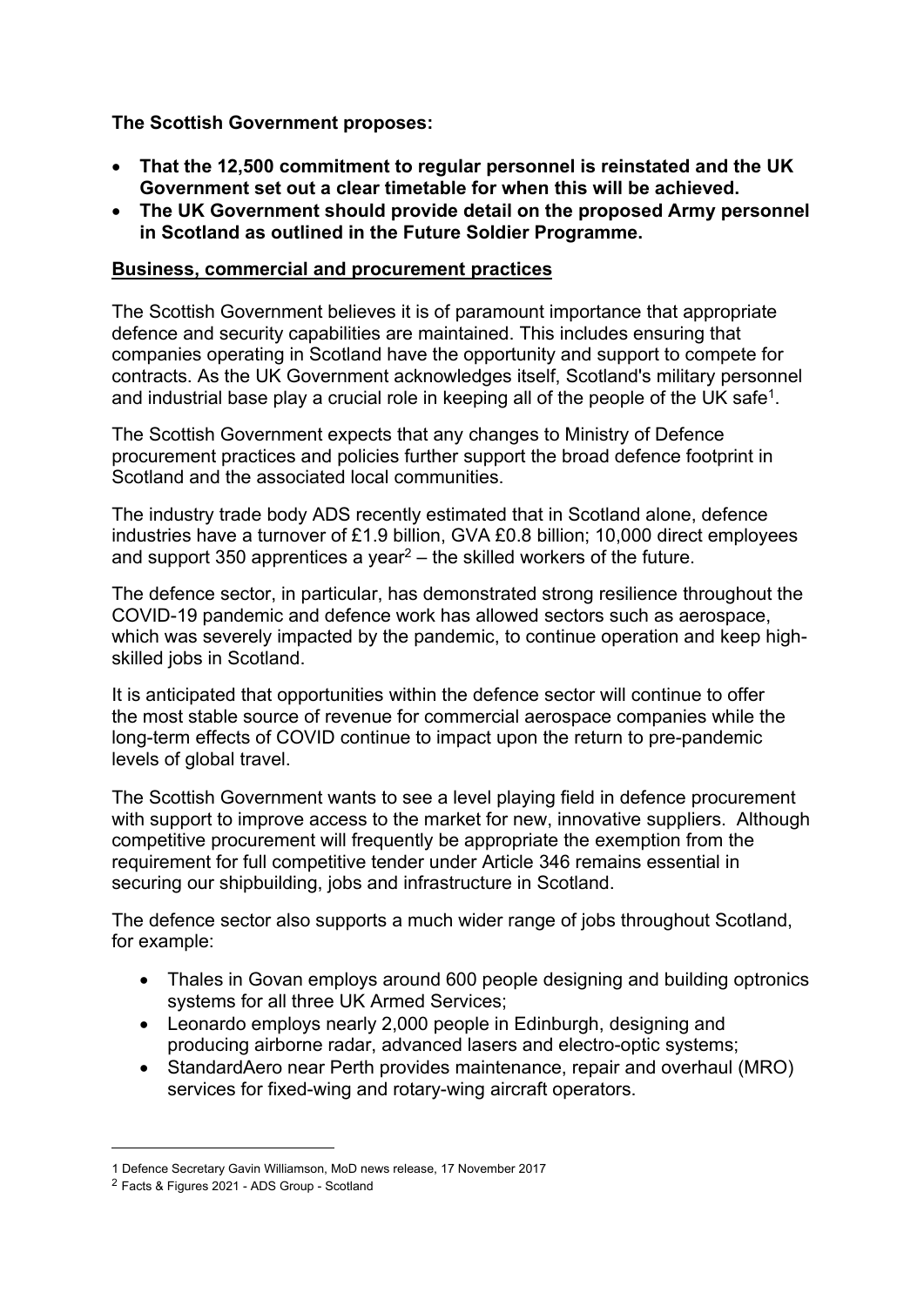**The Scottish Government proposes:**

- **That the 12,500 commitment to regular personnel is reinstated and the UK Government set out a clear timetable for when this will be achieved.**
- **The UK Government should provide detail on the proposed Army personnel in Scotland as outlined in the Future Soldier Programme.**

**Business, commercial and procurement practices**

The Scottish Government believes it is of paramount importance that appropriate defence and security capabilities are maintained. This includes ensuring that companies operating in Scotland have the opportunity and support to compete for contracts. As the UK Government acknowledges itself, Scotland's military personnel and industrial base play a crucial role in keeping all of the people of the UK safe[1].

The Scottish Government expects that any changes to Ministry of Defence procurement practices and policies further support the broad defence footprint in Scotland and the associated local communities.

The industry trade body ADS recently estimated that in Scotland alone, defence industries have a turnover of £1.9 billion, GVA £0.8 billion; 10,000 direct employees and support 350 apprentices a year[2] – the skilled workers of the future.

The defence sector, in particular, has demonstrated strong resilience throughout the COVID-19 pandemic and defence work has allowed sectors such as aerospace, which was severely impacted by the pandemic, to continue operation and keep high-skilled jobs in Scotland.

It is anticipated that opportunities within the defence sector will continue to offer the most stable source of revenue for commercial aerospace companies while the long-term effects of COVID continue to impact upon the return to pre-pandemic levels of global travel.

The Scottish Government wants to see a level playing field in defence procurement with support to improve access to the market for new, innovative suppliers. Although competitive procurement will frequently be appropriate the exemption from the requirement for full competitive tender under Article 346 remains essential in securing our shipbuilding, jobs and infrastructure in Scotland.

The defence sector also supports a much wider range of jobs throughout Scotland, for example:

- Thales in Govan employs around 600 people designing and building optronics systems for all three UK Armed Services;
- Leonardo employs nearly 2,000 people in Edinburgh, designing and producing airborne radar, advanced lasers and electro-optic systems;
- StandardAero near Perth provides maintenance, repair and overhaul (MRO) services for fixed-wing and rotary-wing aircraft operators.

---

1 Defence Secretary Gavin Williamson, MoD news release, 17 November 2017

2 Facts & Figures 2021 - ADS Group - Scotland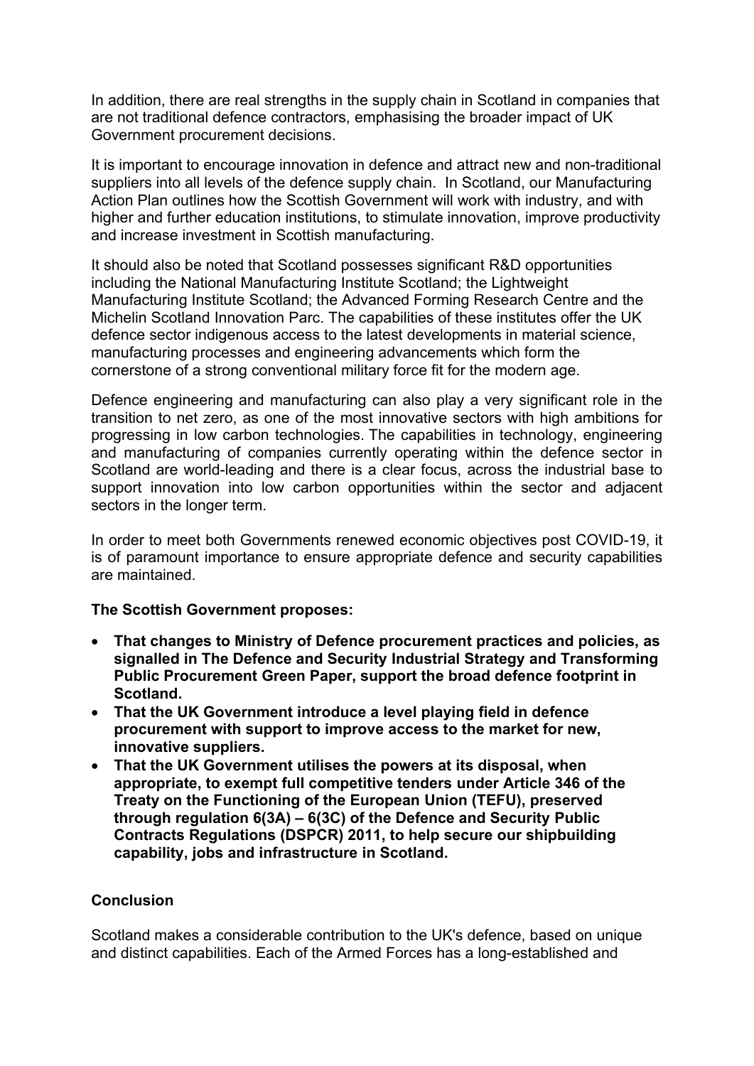In addition, there are real strengths in the supply chain in Scotland in companies that are not traditional defence contractors, emphasising the broader impact of UK Government procurement decisions.

It is important to encourage innovation in defence and attract new and non-traditional suppliers into all levels of the defence supply chain. In Scotland, our Manufacturing Action Plan outlines how the Scottish Government will work with industry, and with higher and further education institutions, to stimulate innovation, improve productivity and increase investment in Scottish manufacturing.

It should also be noted that Scotland possesses significant R&D opportunities including the National Manufacturing Institute Scotland; the Lightweight Manufacturing Institute Scotland; the Advanced Forming Research Centre and the Michelin Scotland Innovation Parc. The capabilities of these institutes offer the UK defence sector indigenous access to the latest developments in material science, manufacturing processes and engineering advancements which form the cornerstone of a strong conventional military force fit for the modern age.

Defence engineering and manufacturing can also play a very significant role in the transition to net zero, as one of the most innovative sectors with high ambitions for progressing in low carbon technologies. The capabilities in technology, engineering and manufacturing of companies currently operating within the defence sector in Scotland are world-leading and there is a clear focus, across the industrial base to support innovation into low carbon opportunities within the sector and adjacent sectors in the longer term.

In order to meet both Governments renewed economic objectives post COVID-19, it is of paramount importance to ensure appropriate defence and security capabilities are maintained.

**The Scottish Government proposes:**

- **That changes to Ministry of Defence procurement practices and policies, as signalled in The Defence and Security Industrial Strategy and Transforming Public Procurement Green Paper, support the broad defence footprint in Scotland.**
- **That the UK Government introduce a level playing field in defence procurement with support to improve access to the market for new, innovative suppliers.**
- **That the UK Government utilises the powers at its disposal, when appropriate, to exempt full competitive tenders under Article 346 of the Treaty on the Functioning of the European Union (TEFU), preserved through regulation 6(3A) – 6(3C) of the Defence and Security Public Contracts Regulations (DSPCR) 2011, to help secure our shipbuilding capability, jobs and infrastructure in Scotland.**

## Conclusion

Scotland makes a considerable contribution to the UK's defence, based on unique and distinct capabilities. Each of the Armed Forces has a long-established and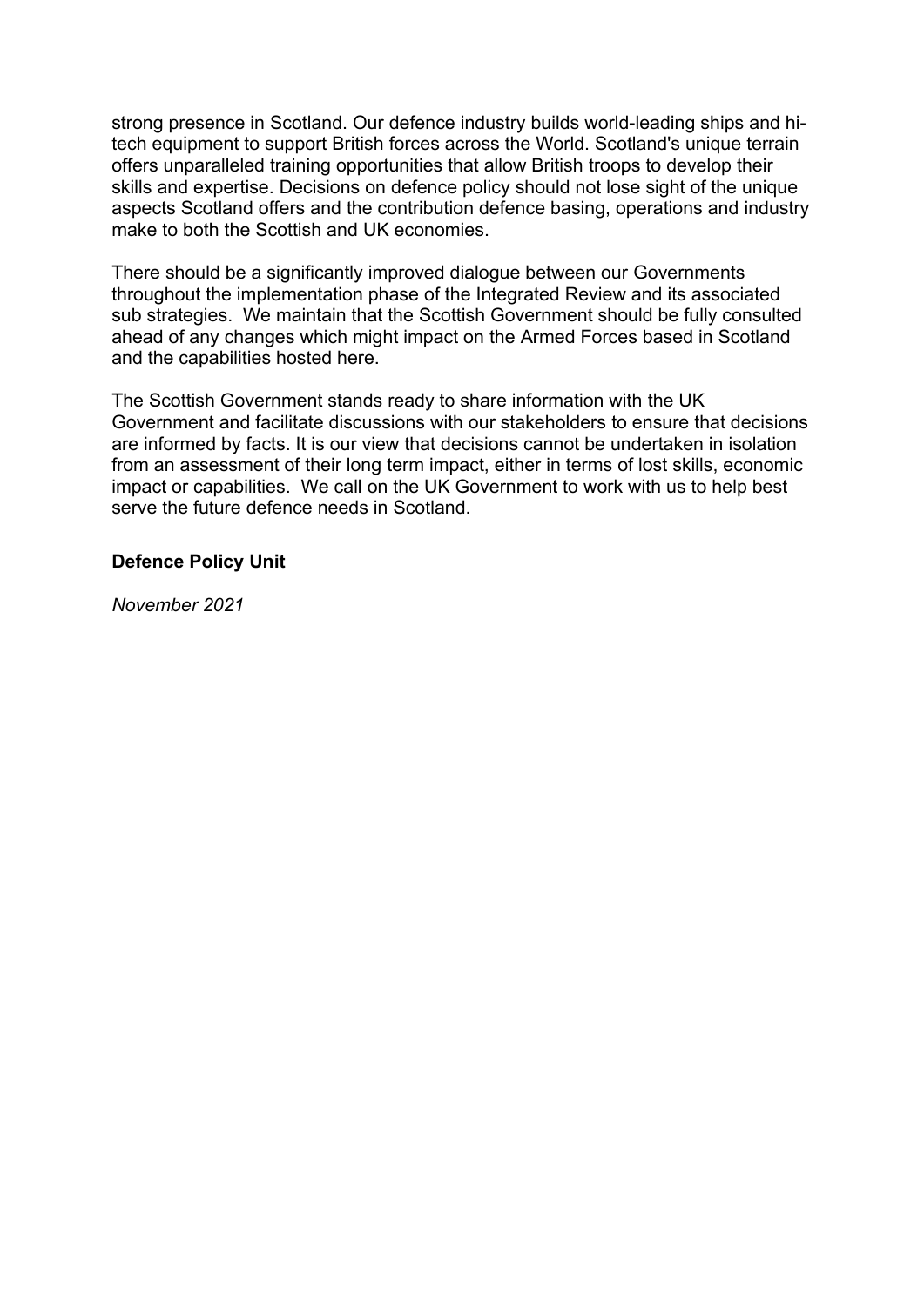strong presence in Scotland. Our defence industry builds world-leading ships and hi-tech equipment to support British forces across the World. Scotland's unique terrain offers unparalleled training opportunities that allow British troops to develop their skills and expertise. Decisions on defence policy should not lose sight of the unique aspects Scotland offers and the contribution defence basing, operations and industry make to both the Scottish and UK economies.

There should be a significantly improved dialogue between our Governments throughout the implementation phase of the Integrated Review and its associated sub strategies. We maintain that the Scottish Government should be fully consulted ahead of any changes which might impact on the Armed Forces based in Scotland and the capabilities hosted here.

The Scottish Government stands ready to share information with the UK Government and facilitate discussions with our stakeholders to ensure that decisions are informed by facts. It is our view that decisions cannot be undertaken in isolation from an assessment of their long term impact, either in terms of lost skills, economic impact or capabilities. We call on the UK Government to work with us to help best serve the future defence needs in Scotland.

**Defence Policy Unit**

*November 2021*